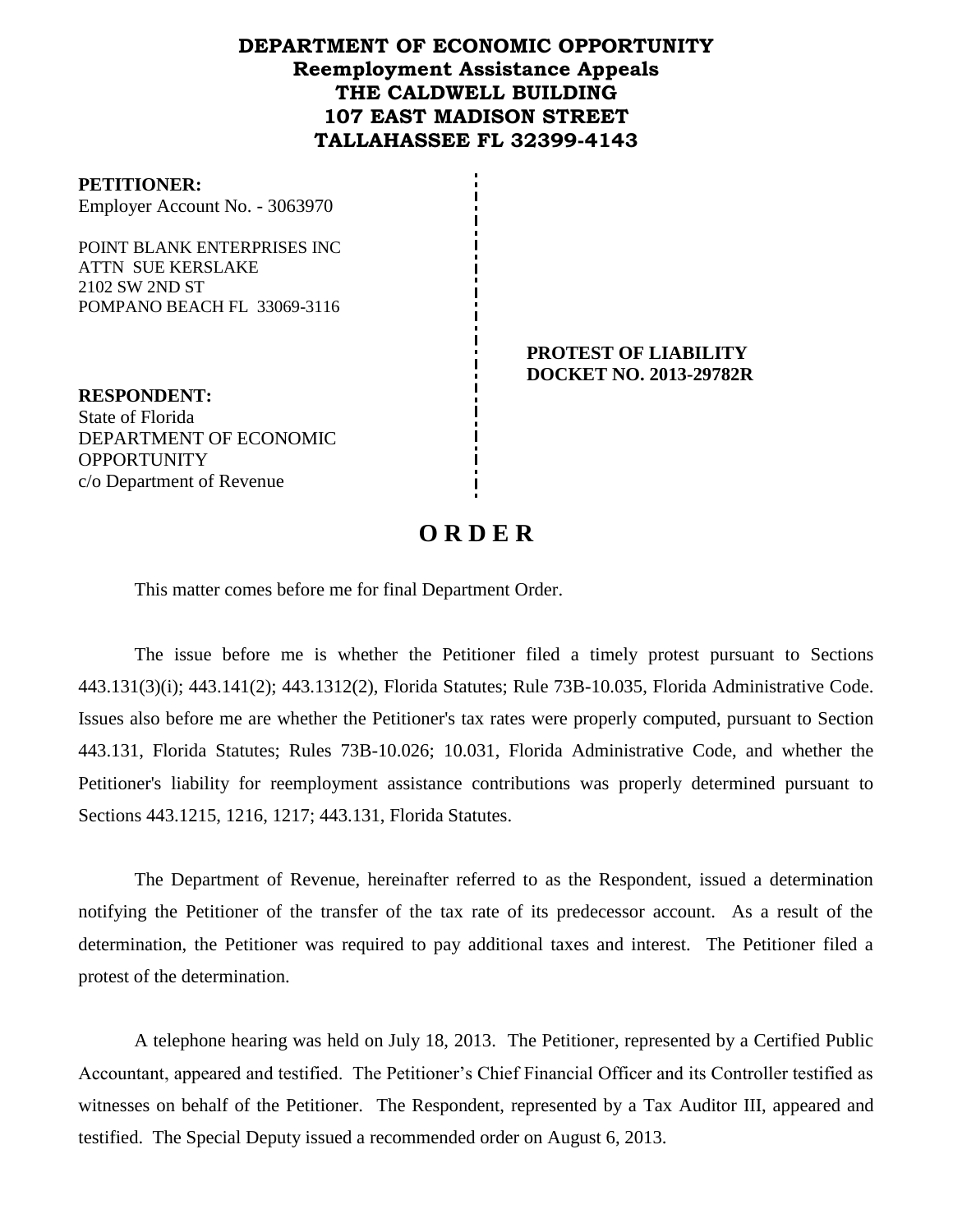**DEPARTMENT OF ECONOMIC OPPORTUNITY**
**Reemployment Assistance Appeals**
**THE CALDWELL BUILDING**
**107 EAST MADISON STREET**
**TALLAHASSEE FL 32399-4143**

**PETITIONER:**
Employer Account No. - 3063970

POINT BLANK ENTERPRISES INC
ATTN SUE KERSLAKE
2102 SW 2ND ST
POMPANO BEACH FL 33069-3116

**PROTEST OF LIABILITY**
**DOCKET NO. 2013-29782R**

**RESPONDENT:**
State of Florida
DEPARTMENT OF ECONOMIC OPPORTUNITY
c/o Department of Revenue

# O R D E R

This matter comes before me for final Department Order.

The issue before me is whether the Petitioner filed a timely protest pursuant to Sections 443.131(3)(i); 443.141(2); 443.1312(2), Florida Statutes; Rule 73B-10.035, Florida Administrative Code. Issues also before me are whether the Petitioner's tax rates were properly computed, pursuant to Section 443.131, Florida Statutes; Rules 73B-10.026; 10.031, Florida Administrative Code, and whether the Petitioner's liability for reemployment assistance contributions was properly determined pursuant to Sections 443.1215, 1216, 1217; 443.131, Florida Statutes.

The Department of Revenue, hereinafter referred to as the Respondent, issued a determination notifying the Petitioner of the transfer of the tax rate of its predecessor account. As a result of the determination, the Petitioner was required to pay additional taxes and interest. The Petitioner filed a protest of the determination.

A telephone hearing was held on July 18, 2013. The Petitioner, represented by a Certified Public Accountant, appeared and testified. The Petitioner's Chief Financial Officer and its Controller testified as witnesses on behalf of the Petitioner. The Respondent, represented by a Tax Auditor III, appeared and testified. The Special Deputy issued a recommended order on August 6, 2013.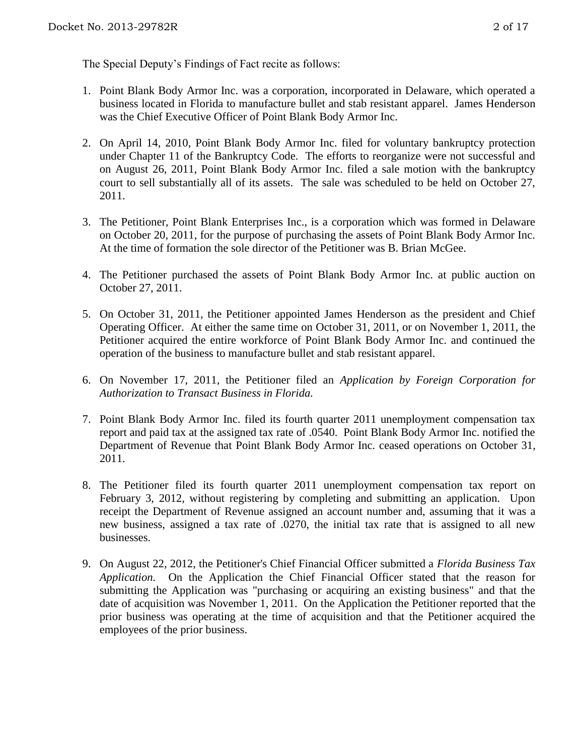The Special Deputy's Findings of Fact recite as follows:

1. Point Blank Body Armor Inc. was a corporation, incorporated in Delaware, which operated a business located in Florida to manufacture bullet and stab resistant apparel. James Henderson was the Chief Executive Officer of Point Blank Body Armor Inc.

2. On April 14, 2010, Point Blank Body Armor Inc. filed for voluntary bankruptcy protection under Chapter 11 of the Bankruptcy Code. The efforts to reorganize were not successful and on August 26, 2011, Point Blank Body Armor Inc. filed a sale motion with the bankruptcy court to sell substantially all of its assets. The sale was scheduled to be held on October 27, 2011.

3. The Petitioner, Point Blank Enterprises Inc., is a corporation which was formed in Delaware on October 20, 2011, for the purpose of purchasing the assets of Point Blank Body Armor Inc. At the time of formation the sole director of the Petitioner was B. Brian McGee.

4. The Petitioner purchased the assets of Point Blank Body Armor Inc. at public auction on October 27, 2011.

5. On October 31, 2011, the Petitioner appointed James Henderson as the president and Chief Operating Officer. At either the same time on October 31, 2011, or on November 1, 2011, the Petitioner acquired the entire workforce of Point Blank Body Armor Inc. and continued the operation of the business to manufacture bullet and stab resistant apparel.

6. On November 17, 2011, the Petitioner filed an *Application by Foreign Corporation for Authorization to Transact Business in Florida.*

7. Point Blank Body Armor Inc. filed its fourth quarter 2011 unemployment compensation tax report and paid tax at the assigned tax rate of .0540. Point Blank Body Armor Inc. notified the Department of Revenue that Point Blank Body Armor Inc. ceased operations on October 31, 2011.

8. The Petitioner filed its fourth quarter 2011 unemployment compensation tax report on February 3, 2012, without registering by completing and submitting an application. Upon receipt the Department of Revenue assigned an account number and, assuming that it was a new business, assigned a tax rate of .0270, the initial tax rate that is assigned to all new businesses.

9. On August 22, 2012, the Petitioner's Chief Financial Officer submitted a *Florida Business Tax Application.* On the Application the Chief Financial Officer stated that the reason for submitting the Application was "purchasing or acquiring an existing business" and that the date of acquisition was November 1, 2011. On the Application the Petitioner reported that the prior business was operating at the time of acquisition and that the Petitioner acquired the employees of the prior business.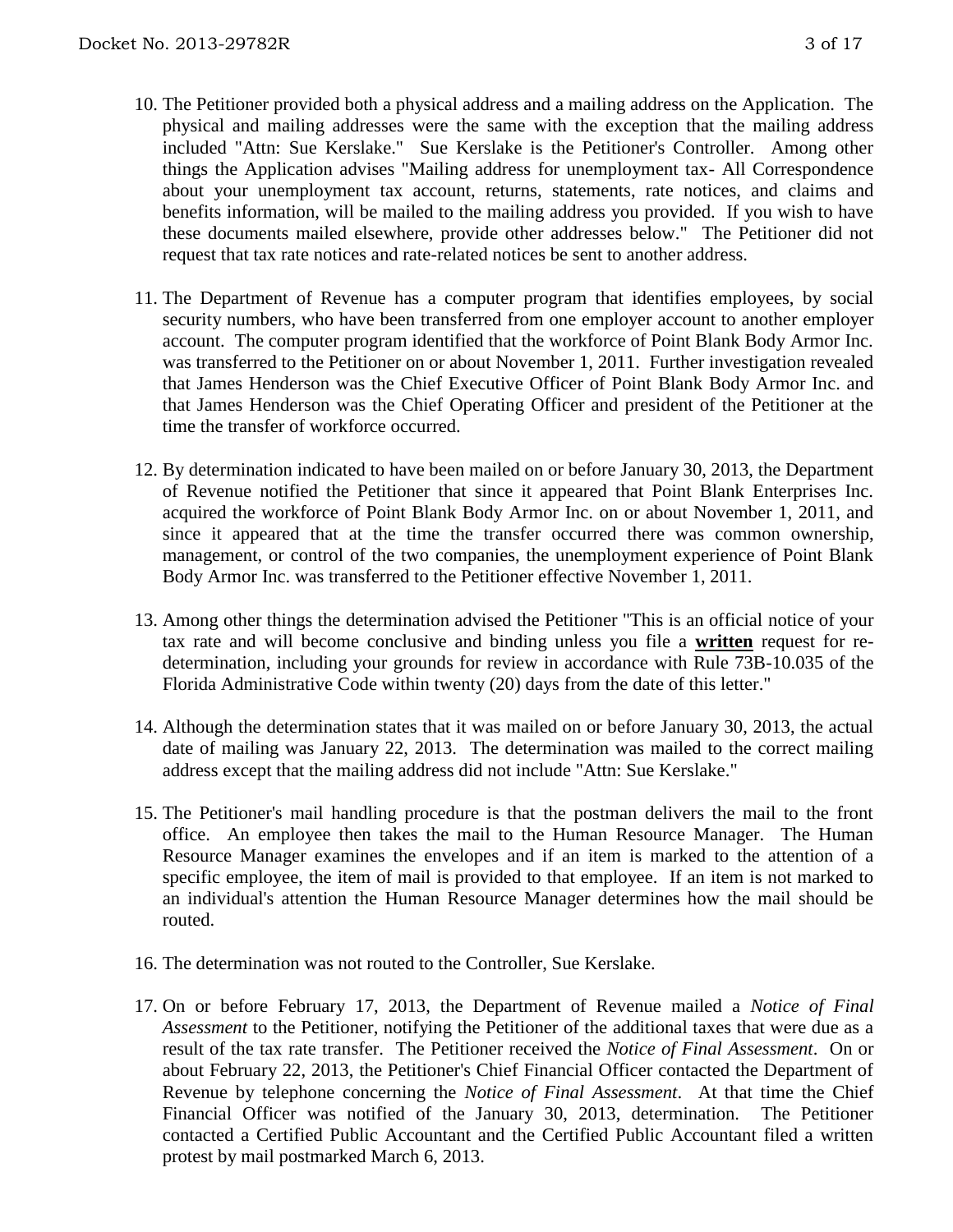10. The Petitioner provided both a physical address and a mailing address on the Application. The physical and mailing addresses were the same with the exception that the mailing address included "Attn: Sue Kerslake." Sue Kerslake is the Petitioner's Controller. Among other things the Application advises "Mailing address for unemployment tax- All Correspondence about your unemployment tax account, returns, statements, rate notices, and claims and benefits information, will be mailed to the mailing address you provided. If you wish to have these documents mailed elsewhere, provide other addresses below." The Petitioner did not request that tax rate notices and rate-related notices be sent to another address.

11. The Department of Revenue has a computer program that identifies employees, by social security numbers, who have been transferred from one employer account to another employer account. The computer program identified that the workforce of Point Blank Body Armor Inc. was transferred to the Petitioner on or about November 1, 2011. Further investigation revealed that James Henderson was the Chief Executive Officer of Point Blank Body Armor Inc. and that James Henderson was the Chief Operating Officer and president of the Petitioner at the time the transfer of workforce occurred.

12. By determination indicated to have been mailed on or before January 30, 2013, the Department of Revenue notified the Petitioner that since it appeared that Point Blank Enterprises Inc. acquired the workforce of Point Blank Body Armor Inc. on or about November 1, 2011, and since it appeared that at the time the transfer occurred there was common ownership, management, or control of the two companies, the unemployment experience of Point Blank Body Armor Inc. was transferred to the Petitioner effective November 1, 2011.

13. Among other things the determination advised the Petitioner "This is an official notice of your tax rate and will become conclusive and binding unless you file a **written** request for re-determination, including your grounds for review in accordance with Rule 73B-10.035 of the Florida Administrative Code within twenty (20) days from the date of this letter."

14. Although the determination states that it was mailed on or before January 30, 2013, the actual date of mailing was January 22, 2013. The determination was mailed to the correct mailing address except that the mailing address did not include "Attn: Sue Kerslake."

15. The Petitioner's mail handling procedure is that the postman delivers the mail to the front office. An employee then takes the mail to the Human Resource Manager. The Human Resource Manager examines the envelopes and if an item is marked to the attention of a specific employee, the item of mail is provided to that employee. If an item is not marked to an individual's attention the Human Resource Manager determines how the mail should be routed.

16. The determination was not routed to the Controller, Sue Kerslake.

17. On or before February 17, 2013, the Department of Revenue mailed a *Notice of Final Assessment* to the Petitioner, notifying the Petitioner of the additional taxes that were due as a result of the tax rate transfer. The Petitioner received the *Notice of Final Assessment*. On or about February 22, 2013, the Petitioner's Chief Financial Officer contacted the Department of Revenue by telephone concerning the *Notice of Final Assessment*. At that time the Chief Financial Officer was notified of the January 30, 2013, determination. The Petitioner contacted a Certified Public Accountant and the Certified Public Accountant filed a written protest by mail postmarked March 6, 2013.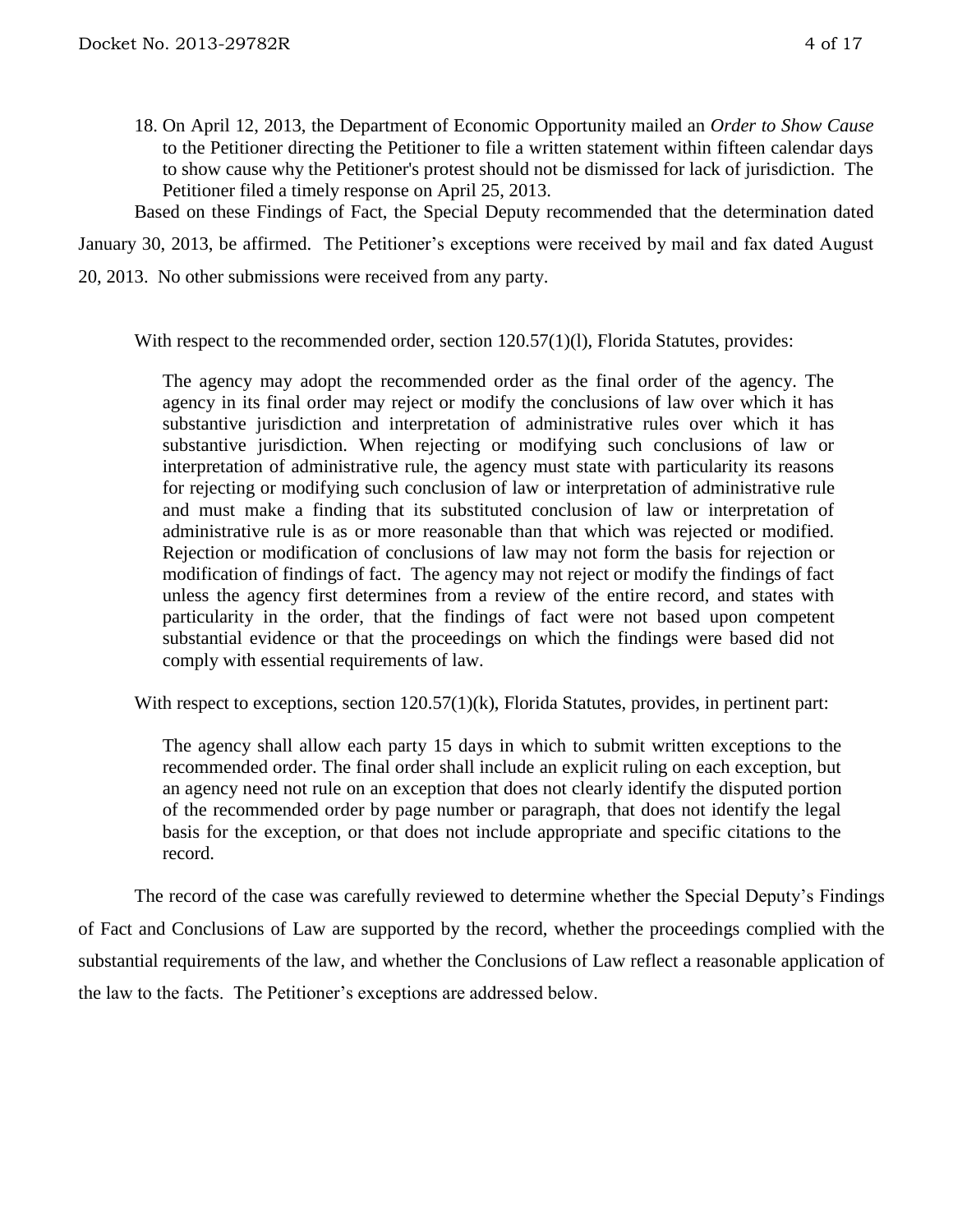18. On April 12, 2013, the Department of Economic Opportunity mailed an *Order to Show Cause* to the Petitioner directing the Petitioner to file a written statement within fifteen calendar days to show cause why the Petitioner's protest should not be dismissed for lack of jurisdiction. The Petitioner filed a timely response on April 25, 2013.

Based on these Findings of Fact, the Special Deputy recommended that the determination dated January 30, 2013, be affirmed. The Petitioner's exceptions were received by mail and fax dated August 20, 2013. No other submissions were received from any party.

With respect to the recommended order, section 120.57(1)(l), Florida Statutes, provides:

> The agency may adopt the recommended order as the final order of the agency. The agency in its final order may reject or modify the conclusions of law over which it has substantive jurisdiction and interpretation of administrative rules over which it has substantive jurisdiction. When rejecting or modifying such conclusions of law or interpretation of administrative rule, the agency must state with particularity its reasons for rejecting or modifying such conclusion of law or interpretation of administrative rule and must make a finding that its substituted conclusion of law or interpretation of administrative rule is as or more reasonable than that which was rejected or modified. Rejection or modification of conclusions of law may not form the basis for rejection or modification of findings of fact. The agency may not reject or modify the findings of fact unless the agency first determines from a review of the entire record, and states with particularity in the order, that the findings of fact were not based upon competent substantial evidence or that the proceedings on which the findings were based did not comply with essential requirements of law.

With respect to exceptions, section 120.57(1)(k), Florida Statutes, provides, in pertinent part:

> The agency shall allow each party 15 days in which to submit written exceptions to the recommended order. The final order shall include an explicit ruling on each exception, but an agency need not rule on an exception that does not clearly identify the disputed portion of the recommended order by page number or paragraph, that does not identify the legal basis for the exception, or that does not include appropriate and specific citations to the record.

The record of the case was carefully reviewed to determine whether the Special Deputy's Findings of Fact and Conclusions of Law are supported by the record, whether the proceedings complied with the substantial requirements of the law, and whether the Conclusions of Law reflect a reasonable application of the law to the facts. The Petitioner's exceptions are addressed below.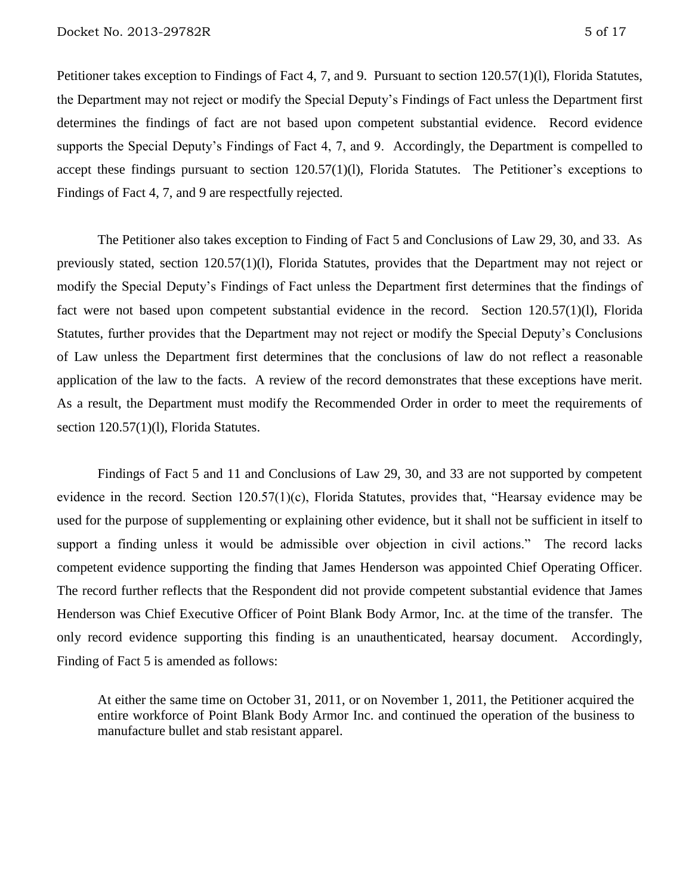Petitioner takes exception to Findings of Fact 4, 7, and 9. Pursuant to section 120.57(1)(l), Florida Statutes, the Department may not reject or modify the Special Deputy's Findings of Fact unless the Department first determines the findings of fact are not based upon competent substantial evidence. Record evidence supports the Special Deputy's Findings of Fact 4, 7, and 9. Accordingly, the Department is compelled to accept these findings pursuant to section 120.57(1)(l), Florida Statutes. The Petitioner's exceptions to Findings of Fact 4, 7, and 9 are respectfully rejected.

The Petitioner also takes exception to Finding of Fact 5 and Conclusions of Law 29, 30, and 33. As previously stated, section 120.57(1)(l), Florida Statutes, provides that the Department may not reject or modify the Special Deputy's Findings of Fact unless the Department first determines that the findings of fact were not based upon competent substantial evidence in the record. Section 120.57(1)(l), Florida Statutes, further provides that the Department may not reject or modify the Special Deputy's Conclusions of Law unless the Department first determines that the conclusions of law do not reflect a reasonable application of the law to the facts. A review of the record demonstrates that these exceptions have merit. As a result, the Department must modify the Recommended Order in order to meet the requirements of section 120.57(1)(l), Florida Statutes.

Findings of Fact 5 and 11 and Conclusions of Law 29, 30, and 33 are not supported by competent evidence in the record. Section 120.57(1)(c), Florida Statutes, provides that, "Hearsay evidence may be used for the purpose of supplementing or explaining other evidence, but it shall not be sufficient in itself to support a finding unless it would be admissible over objection in civil actions." The record lacks competent evidence supporting the finding that James Henderson was appointed Chief Operating Officer. The record further reflects that the Respondent did not provide competent substantial evidence that James Henderson was Chief Executive Officer of Point Blank Body Armor, Inc. at the time of the transfer. The only record evidence supporting this finding is an unauthenticated, hearsay document. Accordingly, Finding of Fact 5 is amended as follows:

> At either the same time on October 31, 2011, or on November 1, 2011, the Petitioner acquired the entire workforce of Point Blank Body Armor Inc. and continued the operation of the business to manufacture bullet and stab resistant apparel.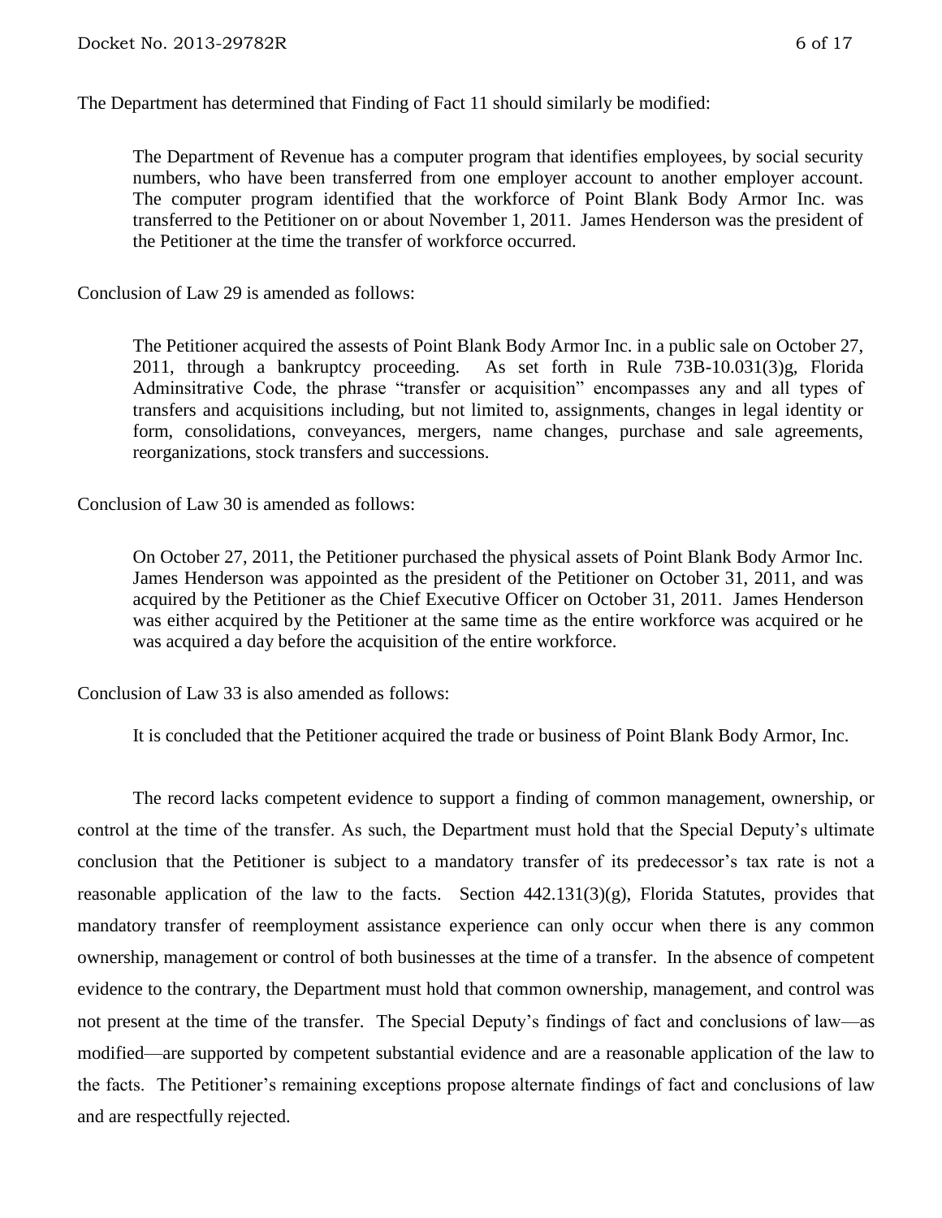The Department has determined that Finding of Fact 11 should similarly be modified:

> The Department of Revenue has a computer program that identifies employees, by social security numbers, who have been transferred from one employer account to another employer account. The computer program identified that the workforce of Point Blank Body Armor Inc. was transferred to the Petitioner on or about November 1, 2011. James Henderson was the president of the Petitioner at the time the transfer of workforce occurred.

Conclusion of Law 29 is amended as follows:

> The Petitioner acquired the assests of Point Blank Body Armor Inc. in a public sale on October 27, 2011, through a bankruptcy proceeding. As set forth in Rule 73B-10.031(3)g, Florida Adminsitrative Code, the phrase "transfer or acquisition" encompasses any and all types of transfers and acquisitions including, but not limited to, assignments, changes in legal identity or form, consolidations, conveyances, mergers, name changes, purchase and sale agreements, reorganizations, stock transfers and successions.

Conclusion of Law 30 is amended as follows:

> On October 27, 2011, the Petitioner purchased the physical assets of Point Blank Body Armor Inc. James Henderson was appointed as the president of the Petitioner on October 31, 2011, and was acquired by the Petitioner as the Chief Executive Officer on October 31, 2011. James Henderson was either acquired by the Petitioner at the same time as the entire workforce was acquired or he was acquired a day before the acquisition of the entire workforce.

Conclusion of Law 33 is also amended as follows:

> It is concluded that the Petitioner acquired the trade or business of Point Blank Body Armor, Inc.

The record lacks competent evidence to support a finding of common management, ownership, or control at the time of the transfer. As such, the Department must hold that the Special Deputy's ultimate conclusion that the Petitioner is subject to a mandatory transfer of its predecessor's tax rate is not a reasonable application of the law to the facts. Section 442.131(3)(g), Florida Statutes, provides that mandatory transfer of reemployment assistance experience can only occur when there is any common ownership, management or control of both businesses at the time of a transfer. In the absence of competent evidence to the contrary, the Department must hold that common ownership, management, and control was not present at the time of the transfer. The Special Deputy's findings of fact and conclusions of law—as modified—are supported by competent substantial evidence and are a reasonable application of the law to the facts. The Petitioner's remaining exceptions propose alternate findings of fact and conclusions of law and are respectfully rejected.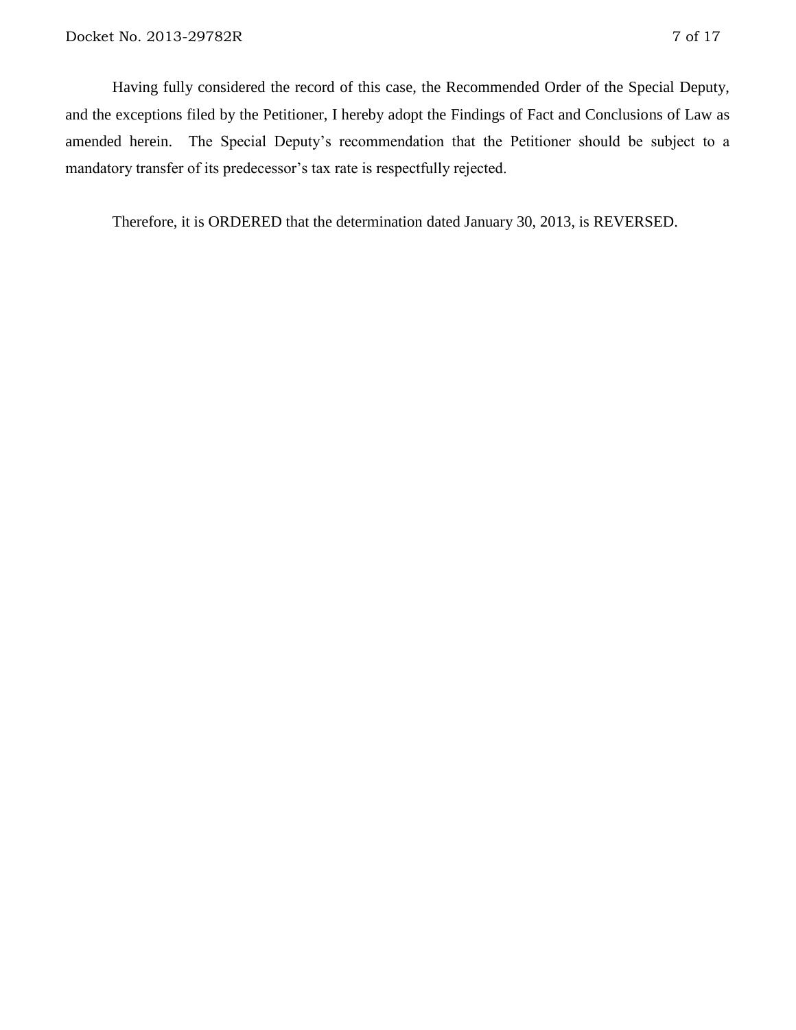Having fully considered the record of this case, the Recommended Order of the Special Deputy, and the exceptions filed by the Petitioner, I hereby adopt the Findings of Fact and Conclusions of Law as amended herein. The Special Deputy's recommendation that the Petitioner should be subject to a mandatory transfer of its predecessor's tax rate is respectfully rejected.

Therefore, it is ORDERED that the determination dated January 30, 2013, is REVERSED.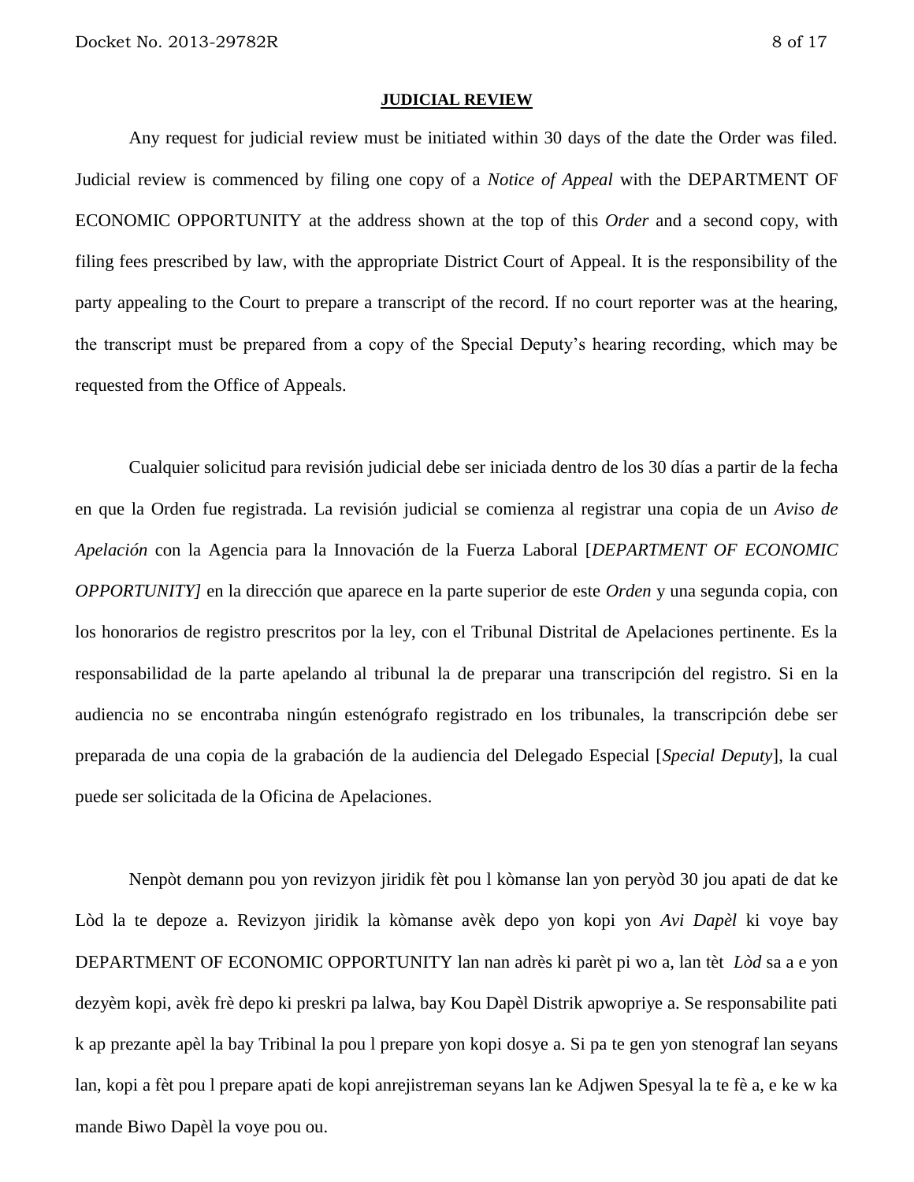**JUDICIAL REVIEW**

Any request for judicial review must be initiated within 30 days of the date the Order was filed. Judicial review is commenced by filing one copy of a *Notice of Appeal* with the DEPARTMENT OF ECONOMIC OPPORTUNITY at the address shown at the top of this *Order* and a second copy, with filing fees prescribed by law, with the appropriate District Court of Appeal. It is the responsibility of the party appealing to the Court to prepare a transcript of the record. If no court reporter was at the hearing, the transcript must be prepared from a copy of the Special Deputy's hearing recording, which may be requested from the Office of Appeals.

Cualquier solicitud para revisión judicial debe ser iniciada dentro de los 30 días a partir de la fecha en que la Orden fue registrada. La revisión judicial se comienza al registrar una copia de un *Aviso de Apelación* con la Agencia para la Innovación de la Fuerza Laboral [*DEPARTMENT OF ECONOMIC OPPORTUNITY]* en la dirección que aparece en la parte superior de este *Orden* y una segunda copia, con los honorarios de registro prescritos por la ley, con el Tribunal Distrital de Apelaciones pertinente. Es la responsabilidad de la parte apelando al tribunal la de preparar una transcripción del registro. Si en la audiencia no se encontraba ningún estenógrafo registrado en los tribunales, la transcripción debe ser preparada de una copia de la grabación de la audiencia del Delegado Especial [*Special Deputy*], la cual puede ser solicitada de la Oficina de Apelaciones.

Nenpòt demann pou yon revizyon jiridik fèt pou l kòmanse lan yon peryòd 30 jou apati de dat ke Lòd la te depoze a. Revizyon jiridik la kòmanse avèk depo yon kopi yon *Avi Dapèl* ki voye bay DEPARTMENT OF ECONOMIC OPPORTUNITY lan nan adrès ki parèt pi wo a, lan tèt *Lòd* sa a e yon dezyèm kopi, avèk frè depo ki preskri pa lalwa, bay Kou Dapèl Distrik apwopriye a. Se responsabilite pati k ap prezante apèl la bay Tribinal la pou l prepare yon kopi dosye a. Si pa te gen yon stenograf lan seyans lan, kopi a fèt pou l prepare apati de kopi anrejistreman seyans lan ke Adjwen Spesyal la te fè a, e ke w ka mande Biwo Dapèl la voye pou ou.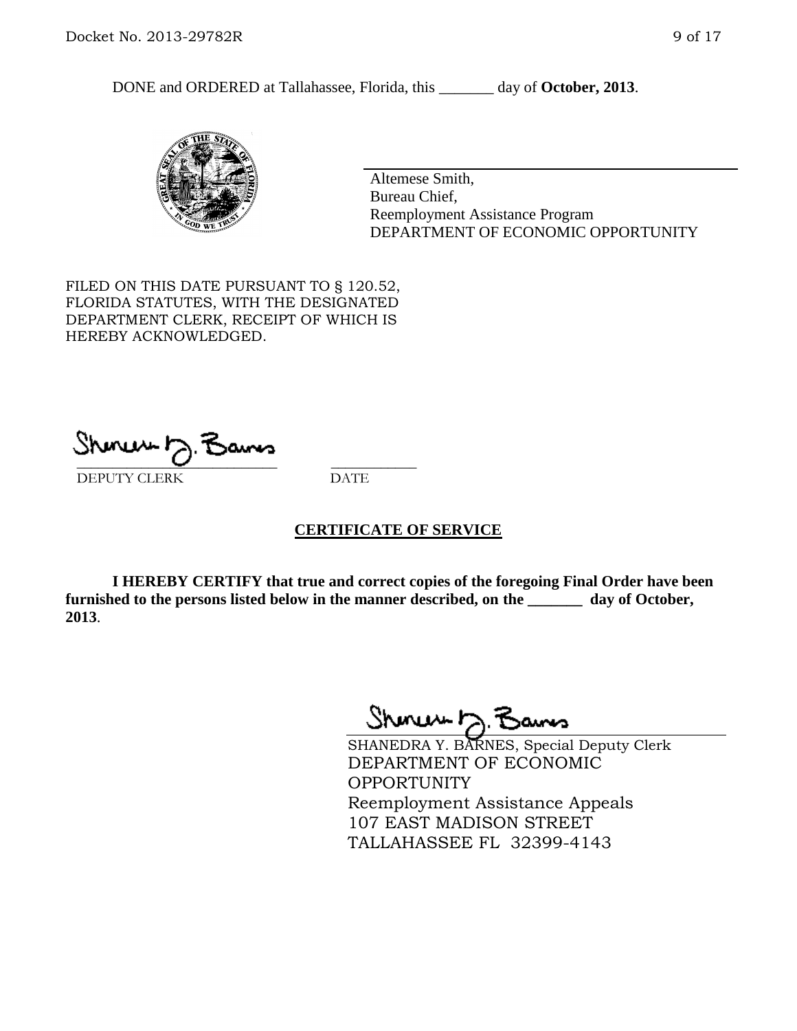DONE and ORDERED at Tallahassee, Florida, this _______ day of **October, 2013**.

Altemese Smith,
Bureau Chief,
Reemployment Assistance Program
DEPARTMENT OF ECONOMIC OPPORTUNITY

FILED ON THIS DATE PURSUANT TO § 120.52, FLORIDA STATUTES, WITH THE DESIGNATED DEPARTMENT CLERK, RECEIPT OF WHICH IS HEREBY ACKNOWLEDGED.

___________________________ ___________
DEPUTY CLERK DATE

## CERTIFICATE OF SERVICE

**I HEREBY CERTIFY that true and correct copies of the foregoing Final Order have been furnished to the persons listed below in the manner described, on the _______ day of October, 2013**.

SHANEDRA Y. BARNES, Special Deputy Clerk
DEPARTMENT OF ECONOMIC OPPORTUNITY
Reemployment Assistance Appeals
107 EAST MADISON STREET
TALLAHASSEE FL 32399-4143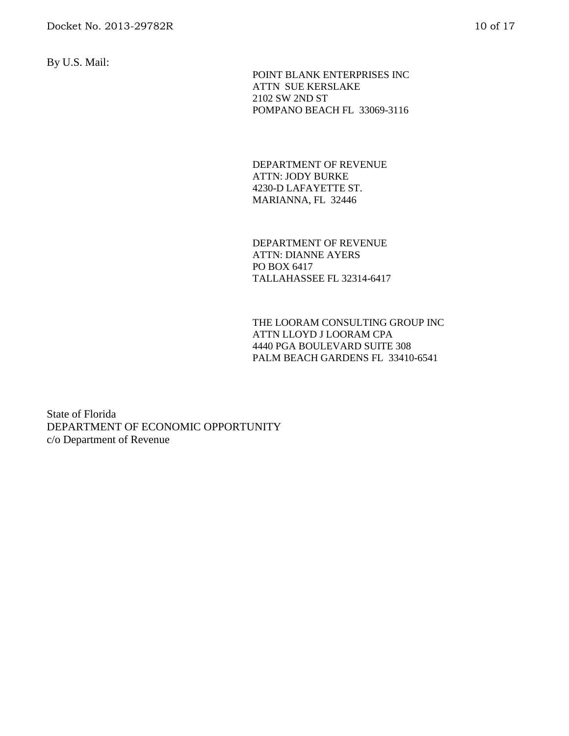By U.S. Mail:

POINT BLANK ENTERPRISES INC
ATTN SUE KERSLAKE
2102 SW 2ND ST
POMPANO BEACH FL 33069-3116

DEPARTMENT OF REVENUE
ATTN: JODY BURKE
4230-D LAFAYETTE ST.
MARIANNA, FL 32446

DEPARTMENT OF REVENUE
ATTN: DIANNE AYERS
PO BOX 6417
TALLAHASSEE FL 32314-6417

THE LOORAM CONSULTING GROUP INC
ATTN LLOYD J LOORAM CPA
4440 PGA BOULEVARD SUITE 308
PALM BEACH GARDENS FL 33410-6541

State of Florida
DEPARTMENT OF ECONOMIC OPPORTUNITY
c/o Department of Revenue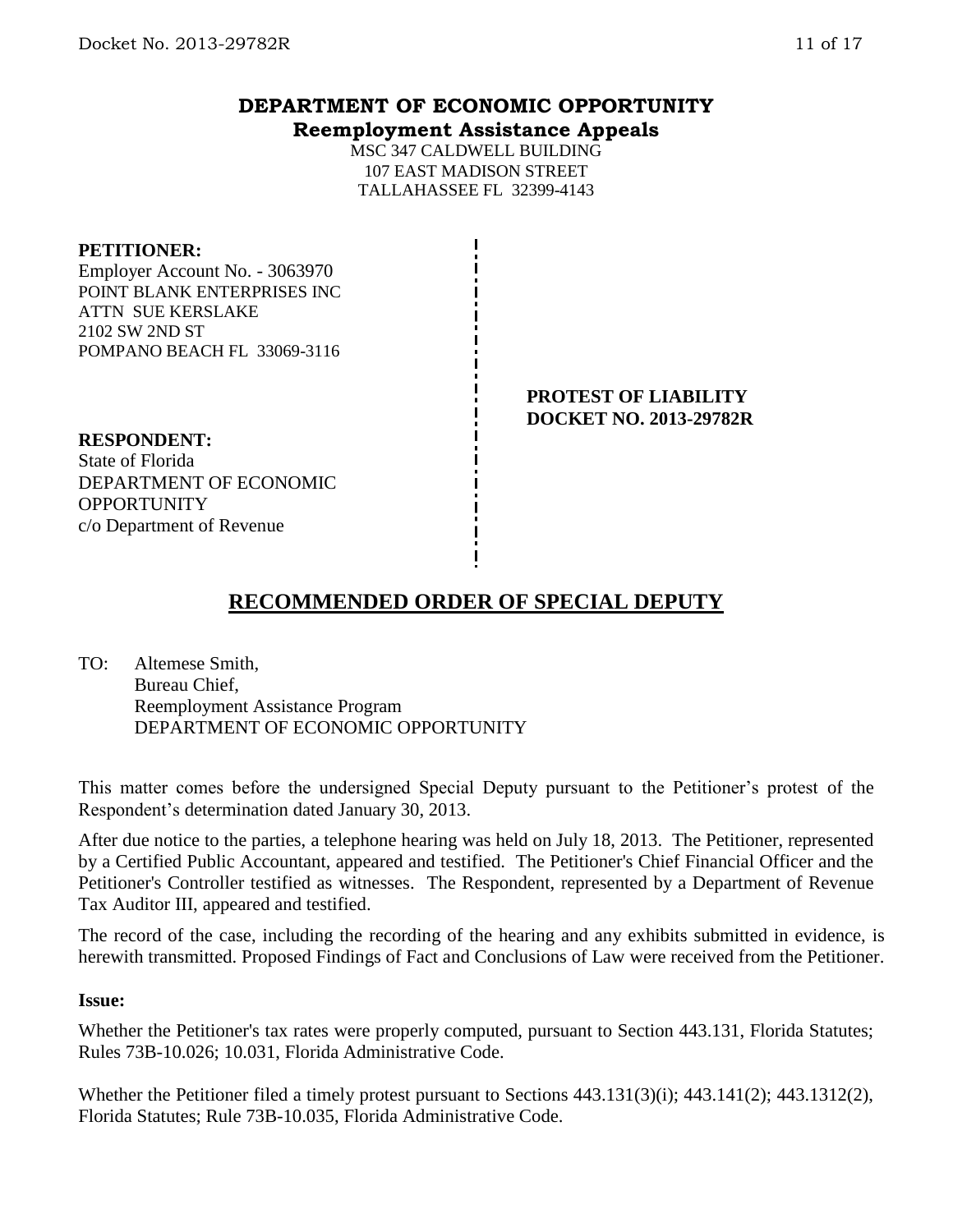# DEPARTMENT OF ECONOMIC OPPORTUNITY
## Reemployment Assistance Appeals

MSC 347 CALDWELL BUILDING
107 EAST MADISON STREET
TALLAHASSEE FL 32399-4143

**PETITIONER:**
Employer Account No. - 3063970
POINT BLANK ENTERPRISES INC
ATTN SUE KERSLAKE
2102 SW 2ND ST
POMPANO BEACH FL 33069-3116

**PROTEST OF LIABILITY**
**DOCKET NO. 2013-29782R**

**RESPONDENT:**
State of Florida
DEPARTMENT OF ECONOMIC OPPORTUNITY
c/o Department of Revenue

# RECOMMENDED ORDER OF SPECIAL DEPUTY

TO: Altemese Smith,
Bureau Chief,
Reemployment Assistance Program
DEPARTMENT OF ECONOMIC OPPORTUNITY

This matter comes before the undersigned Special Deputy pursuant to the Petitioner's protest of the Respondent's determination dated January 30, 2013.

After due notice to the parties, a telephone hearing was held on July 18, 2013. The Petitioner, represented by a Certified Public Accountant, appeared and testified. The Petitioner's Chief Financial Officer and the Petitioner's Controller testified as witnesses. The Respondent, represented by a Department of Revenue Tax Auditor III, appeared and testified.

The record of the case, including the recording of the hearing and any exhibits submitted in evidence, is herewith transmitted. Proposed Findings of Fact and Conclusions of Law were received from the Petitioner.

**Issue:**

Whether the Petitioner's tax rates were properly computed, pursuant to Section 443.131, Florida Statutes; Rules 73B-10.026; 10.031, Florida Administrative Code.

Whether the Petitioner filed a timely protest pursuant to Sections 443.131(3)(i); 443.141(2); 443.1312(2), Florida Statutes; Rule 73B-10.035, Florida Administrative Code.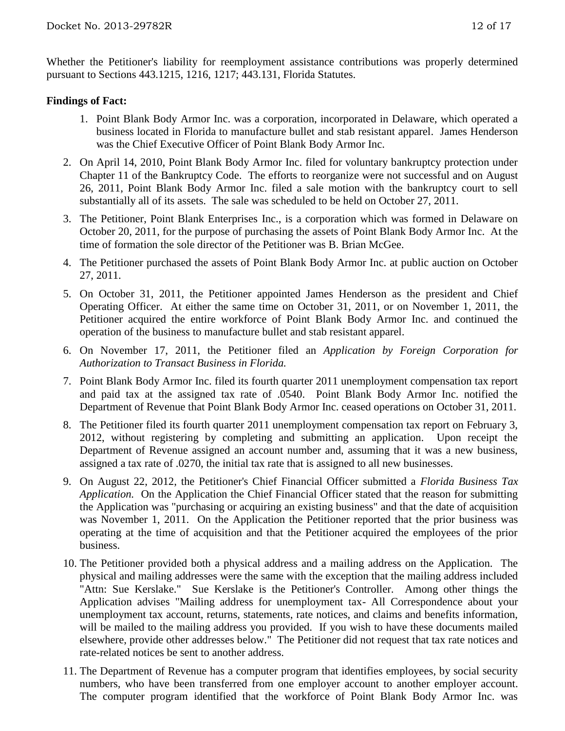Whether the Petitioner's liability for reemployment assistance contributions was properly determined pursuant to Sections 443.1215, 1216, 1217; 443.131, Florida Statutes.

**Findings of Fact:**

1. Point Blank Body Armor Inc. was a corporation, incorporated in Delaware, which operated a business located in Florida to manufacture bullet and stab resistant apparel. James Henderson was the Chief Executive Officer of Point Blank Body Armor Inc.
2. On April 14, 2010, Point Blank Body Armor Inc. filed for voluntary bankruptcy protection under Chapter 11 of the Bankruptcy Code. The efforts to reorganize were not successful and on August 26, 2011, Point Blank Body Armor Inc. filed a sale motion with the bankruptcy court to sell substantially all of its assets. The sale was scheduled to be held on October 27, 2011.
3. The Petitioner, Point Blank Enterprises Inc., is a corporation which was formed in Delaware on October 20, 2011, for the purpose of purchasing the assets of Point Blank Body Armor Inc. At the time of formation the sole director of the Petitioner was B. Brian McGee.
4. The Petitioner purchased the assets of Point Blank Body Armor Inc. at public auction on October 27, 2011.
5. On October 31, 2011, the Petitioner appointed James Henderson as the president and Chief Operating Officer. At either the same time on October 31, 2011, or on November 1, 2011, the Petitioner acquired the entire workforce of Point Blank Body Armor Inc. and continued the operation of the business to manufacture bullet and stab resistant apparel.
6. On November 17, 2011, the Petitioner filed an *Application by Foreign Corporation for Authorization to Transact Business in Florida.*
7. Point Blank Body Armor Inc. filed its fourth quarter 2011 unemployment compensation tax report and paid tax at the assigned tax rate of .0540. Point Blank Body Armor Inc. notified the Department of Revenue that Point Blank Body Armor Inc. ceased operations on October 31, 2011.
8. The Petitioner filed its fourth quarter 2011 unemployment compensation tax report on February 3, 2012, without registering by completing and submitting an application. Upon receipt the Department of Revenue assigned an account number and, assuming that it was a new business, assigned a tax rate of .0270, the initial tax rate that is assigned to all new businesses.
9. On August 22, 2012, the Petitioner's Chief Financial Officer submitted a *Florida Business Tax Application.* On the Application the Chief Financial Officer stated that the reason for submitting the Application was "purchasing or acquiring an existing business" and that the date of acquisition was November 1, 2011. On the Application the Petitioner reported that the prior business was operating at the time of acquisition and that the Petitioner acquired the employees of the prior business.
10. The Petitioner provided both a physical address and a mailing address on the Application. The physical and mailing addresses were the same with the exception that the mailing address included "Attn: Sue Kerslake." Sue Kerslake is the Petitioner's Controller. Among other things the Application advises "Mailing address for unemployment tax- All Correspondence about your unemployment tax account, returns, statements, rate notices, and claims and benefits information, will be mailed to the mailing address you provided. If you wish to have these documents mailed elsewhere, provide other addresses below." The Petitioner did not request that tax rate notices and rate-related notices be sent to another address.
11. The Department of Revenue has a computer program that identifies employees, by social security numbers, who have been transferred from one employer account to another employer account. The computer program identified that the workforce of Point Blank Body Armor Inc. was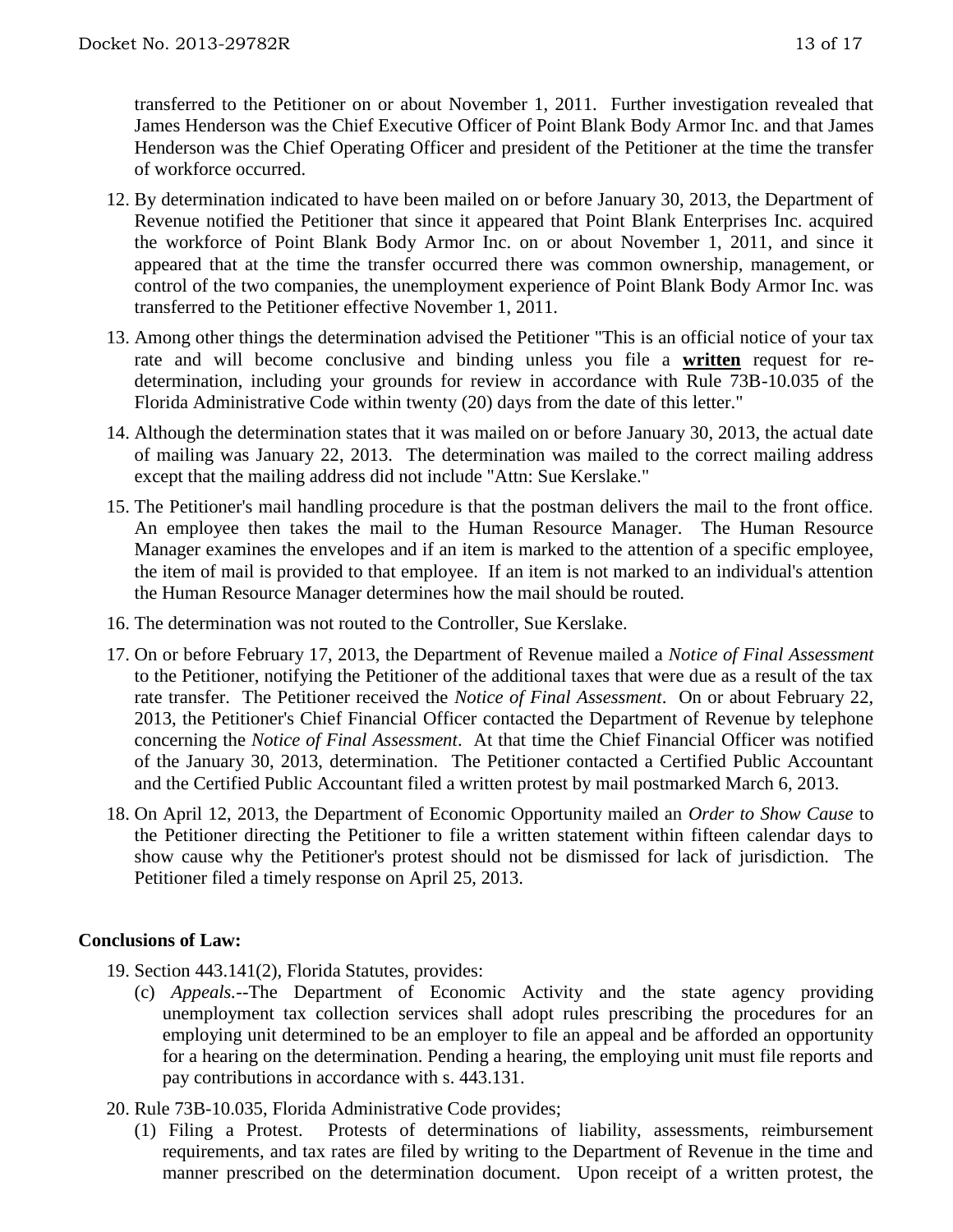transferred to the Petitioner on or about November 1, 2011. Further investigation revealed that James Henderson was the Chief Executive Officer of Point Blank Body Armor Inc. and that James Henderson was the Chief Operating Officer and president of the Petitioner at the time the transfer of workforce occurred.

12. By determination indicated to have been mailed on or before January 30, 2013, the Department of Revenue notified the Petitioner that since it appeared that Point Blank Enterprises Inc. acquired the workforce of Point Blank Body Armor Inc. on or about November 1, 2011, and since it appeared that at the time the transfer occurred there was common ownership, management, or control of the two companies, the unemployment experience of Point Blank Body Armor Inc. was transferred to the Petitioner effective November 1, 2011.

13. Among other things the determination advised the Petitioner "This is an official notice of your tax rate and will become conclusive and binding unless you file a **written** request for re-determination, including your grounds for review in accordance with Rule 73B-10.035 of the Florida Administrative Code within twenty (20) days from the date of this letter."

14. Although the determination states that it was mailed on or before January 30, 2013, the actual date of mailing was January 22, 2013. The determination was mailed to the correct mailing address except that the mailing address did not include "Attn: Sue Kerslake."

15. The Petitioner's mail handling procedure is that the postman delivers the mail to the front office. An employee then takes the mail to the Human Resource Manager. The Human Resource Manager examines the envelopes and if an item is marked to the attention of a specific employee, the item of mail is provided to that employee. If an item is not marked to an individual's attention the Human Resource Manager determines how the mail should be routed.

16. The determination was not routed to the Controller, Sue Kerslake.

17. On or before February 17, 2013, the Department of Revenue mailed a *Notice of Final Assessment* to the Petitioner, notifying the Petitioner of the additional taxes that were due as a result of the tax rate transfer. The Petitioner received the *Notice of Final Assessment*. On or about February 22, 2013, the Petitioner's Chief Financial Officer contacted the Department of Revenue by telephone concerning the *Notice of Final Assessment*. At that time the Chief Financial Officer was notified of the January 30, 2013, determination. The Petitioner contacted a Certified Public Accountant and the Certified Public Accountant filed a written protest by mail postmarked March 6, 2013.

18. On April 12, 2013, the Department of Economic Opportunity mailed an *Order to Show Cause* to the Petitioner directing the Petitioner to file a written statement within fifteen calendar days to show cause why the Petitioner's protest should not be dismissed for lack of jurisdiction. The Petitioner filed a timely response on April 25, 2013.

**Conclusions of Law:**

19. Section 443.141(2), Florida Statutes, provides:
    (c) *Appeals.*--The Department of Economic Activity and the state agency providing unemployment tax collection services shall adopt rules prescribing the procedures for an employing unit determined to be an employer to file an appeal and be afforded an opportunity for a hearing on the determination. Pending a hearing, the employing unit must file reports and pay contributions in accordance with s. 443.131.

20. Rule 73B-10.035, Florida Administrative Code provides;
    (1) Filing a Protest. Protests of determinations of liability, assessments, reimbursement requirements, and tax rates are filed by writing to the Department of Revenue in the time and manner prescribed on the determination document. Upon receipt of a written protest, the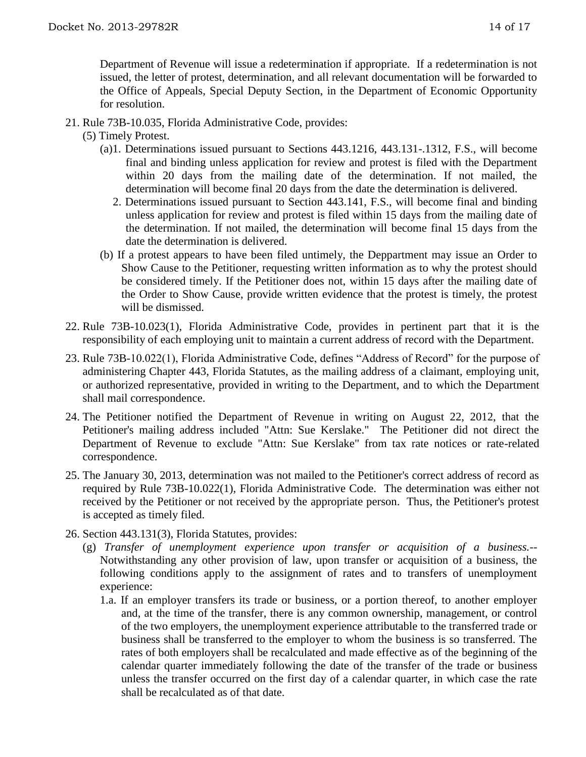Department of Revenue will issue a redetermination if appropriate. If a redetermination is not issued, the letter of protest, determination, and all relevant documentation will be forwarded to the Office of Appeals, Special Deputy Section, in the Department of Economic Opportunity for resolution.

21. Rule 73B-10.035, Florida Administrative Code, provides:

    (5) Timely Protest.

    (a)1. Determinations issued pursuant to Sections 443.1216, 443.131-.1312, F.S., will become final and binding unless application for review and protest is filed with the Department within 20 days from the mailing date of the determination. If not mailed, the determination will become final 20 days from the date the determination is delivered.

    2. Determinations issued pursuant to Section 443.141, F.S., will become final and binding unless application for review and protest is filed within 15 days from the mailing date of the determination. If not mailed, the determination will become final 15 days from the date the determination is delivered.

    (b) If a protest appears to have been filed untimely, the Deppartment may issue an Order to Show Cause to the Petitioner, requesting written information as to why the protest should be considered timely. If the Petitioner does not, within 15 days after the mailing date of the Order to Show Cause, provide written evidence that the protest is timely, the protest will be dismissed.

22. Rule 73B-10.023(1), Florida Administrative Code, provides in pertinent part that it is the responsibility of each employing unit to maintain a current address of record with the Department.

23. Rule 73B-10.022(1), Florida Administrative Code, defines "Address of Record" for the purpose of administering Chapter 443, Florida Statutes, as the mailing address of a claimant, employing unit, or authorized representative, provided in writing to the Department, and to which the Department shall mail correspondence.

24. The Petitioner notified the Department of Revenue in writing on August 22, 2012, that the Petitioner's mailing address included "Attn: Sue Kerslake." The Petitioner did not direct the Department of Revenue to exclude "Attn: Sue Kerslake" from tax rate notices or rate-related correspondence.

25. The January 30, 2013, determination was not mailed to the Petitioner's correct address of record as required by Rule 73B-10.022(1), Florida Administrative Code. The determination was either not received by the Petitioner or not received by the appropriate person. Thus, the Petitioner's protest is accepted as timely filed.

26. Section 443.131(3), Florida Statutes, provides:

    (g) *Transfer of unemployment experience upon transfer or acquisition of a business.*-- Notwithstanding any other provision of law, upon transfer or acquisition of a business, the following conditions apply to the assignment of rates and to transfers of unemployment experience:

    1.a. If an employer transfers its trade or business, or a portion thereof, to another employer and, at the time of the transfer, there is any common ownership, management, or control of the two employers, the unemployment experience attributable to the transferred trade or business shall be transferred to the employer to whom the business is so transferred. The rates of both employers shall be recalculated and made effective as of the beginning of the calendar quarter immediately following the date of the transfer of the trade or business unless the transfer occurred on the first day of a calendar quarter, in which case the rate shall be recalculated as of that date.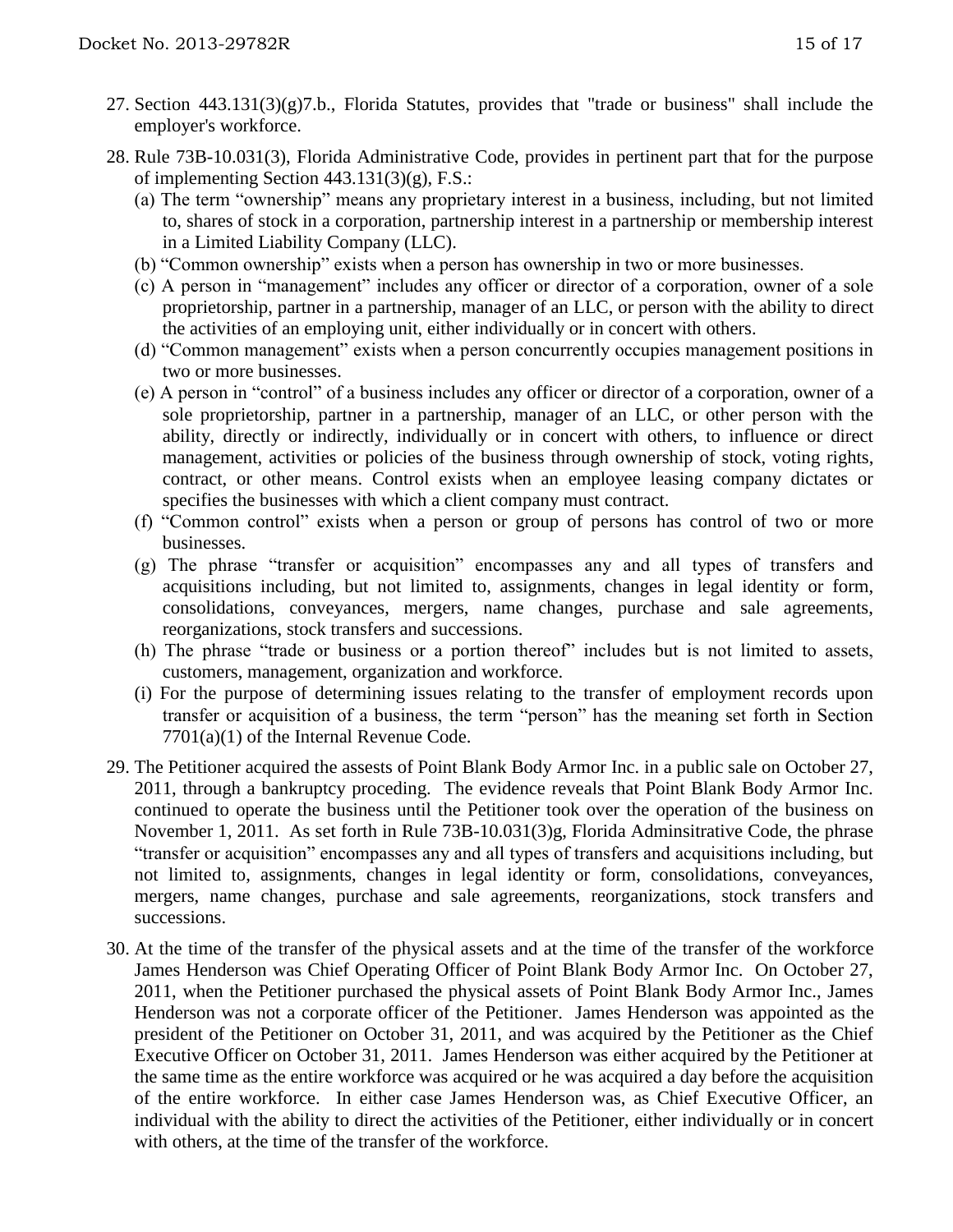27. Section 443.131(3)(g)7.b., Florida Statutes, provides that "trade or business" shall include the employer's workforce.

28. Rule 73B-10.031(3), Florida Administrative Code, provides in pertinent part that for the purpose of implementing Section 443.131(3)(g), F.S.:
    (a) The term "ownership" means any proprietary interest in a business, including, but not limited to, shares of stock in a corporation, partnership interest in a partnership or membership interest in a Limited Liability Company (LLC).
    (b) "Common ownership" exists when a person has ownership in two or more businesses.
    (c) A person in "management" includes any officer or director of a corporation, owner of a sole proprietorship, partner in a partnership, manager of an LLC, or person with the ability to direct the activities of an employing unit, either individually or in concert with others.
    (d) "Common management" exists when a person concurrently occupies management positions in two or more businesses.
    (e) A person in "control" of a business includes any officer or director of a corporation, owner of a sole proprietorship, partner in a partnership, manager of an LLC, or other person with the ability, directly or indirectly, individually or in concert with others, to influence or direct management, activities or policies of the business through ownership of stock, voting rights, contract, or other means. Control exists when an employee leasing company dictates or specifies the businesses with which a client company must contract.
    (f) "Common control" exists when a person or group of persons has control of two or more businesses.
    (g) The phrase "transfer or acquisition" encompasses any and all types of transfers and acquisitions including, but not limited to, assignments, changes in legal identity or form, consolidations, conveyances, mergers, name changes, purchase and sale agreements, reorganizations, stock transfers and successions.
    (h) The phrase "trade or business or a portion thereof" includes but is not limited to assets, customers, management, organization and workforce.
    (i) For the purpose of determining issues relating to the transfer of employment records upon transfer or acquisition of a business, the term "person" has the meaning set forth in Section 7701(a)(1) of the Internal Revenue Code.

29. The Petitioner acquired the assests of Point Blank Body Armor Inc. in a public sale on October 27, 2011, through a bankruptcy proceding. The evidence reveals that Point Blank Body Armor Inc. continued to operate the business until the Petitioner took over the operation of the business on November 1, 2011. As set forth in Rule 73B-10.031(3)g, Florida Adminsitrative Code, the phrase "transfer or acquisition" encompasses any and all types of transfers and acquisitions including, but not limited to, assignments, changes in legal identity or form, consolidations, conveyances, mergers, name changes, purchase and sale agreements, reorganizations, stock transfers and successions.

30. At the time of the transfer of the physical assets and at the time of the transfer of the workforce James Henderson was Chief Operating Officer of Point Blank Body Armor Inc. On October 27, 2011, when the Petitioner purchased the physical assets of Point Blank Body Armor Inc., James Henderson was not a corporate officer of the Petitioner. James Henderson was appointed as the president of the Petitioner on October 31, 2011, and was acquired by the Petitioner as the Chief Executive Officer on October 31, 2011. James Henderson was either acquired by the Petitioner at the same time as the entire workforce was acquired or he was acquired a day before the acquisition of the entire workforce. In either case James Henderson was, as Chief Executive Officer, an individual with the ability to direct the activities of the Petitioner, either individually or in concert with others, at the time of the transfer of the workforce.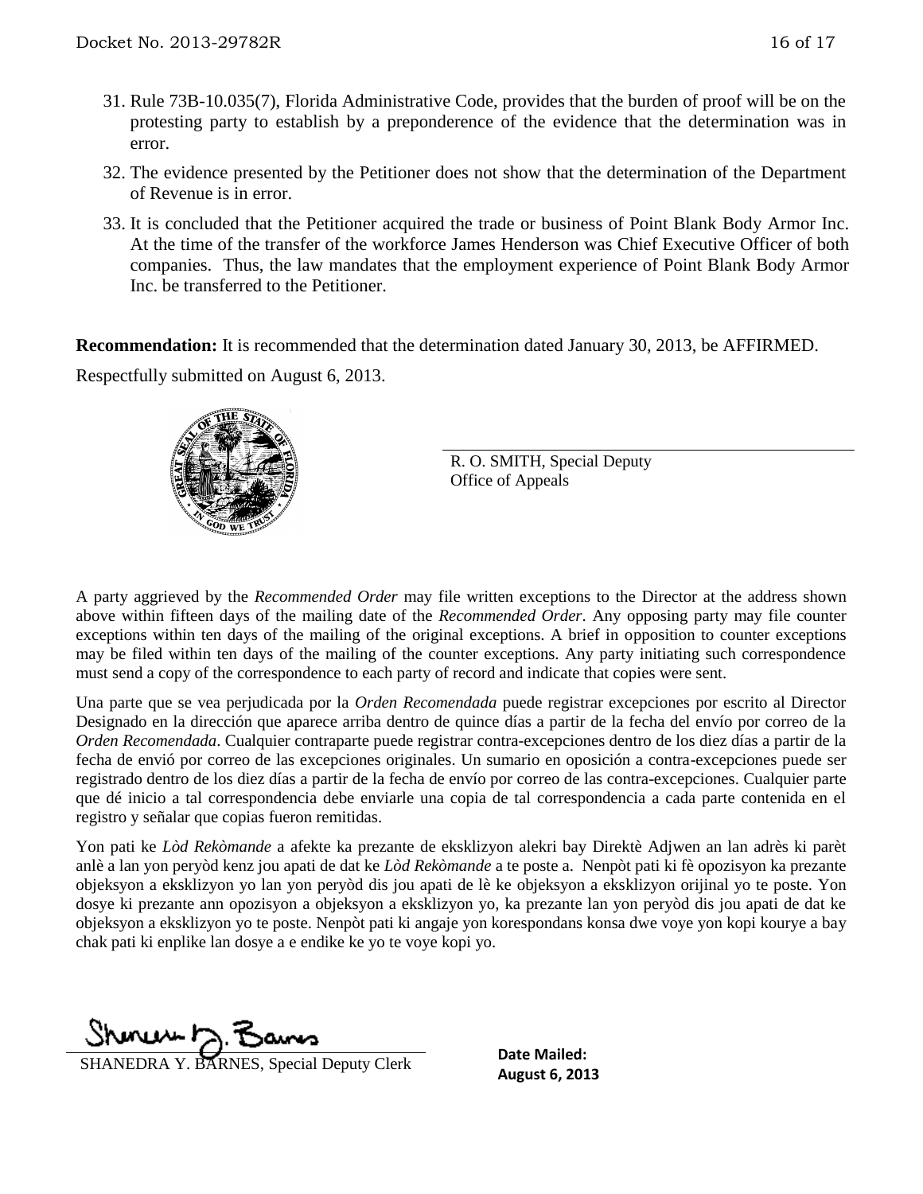31. Rule 73B-10.035(7), Florida Administrative Code, provides that the burden of proof will be on the protesting party to establish by a preponderence of the evidence that the determination was in error.

32. The evidence presented by the Petitioner does not show that the determination of the Department of Revenue is in error.

33. It is concluded that the Petitioner acquired the trade or business of Point Blank Body Armor Inc. At the time of the transfer of the workforce James Henderson was Chief Executive Officer of both companies. Thus, the law mandates that the employment experience of Point Blank Body Armor Inc. be transferred to the Petitioner.

**Recommendation:** It is recommended that the determination dated January 30, 2013, be AFFIRMED.

Respectfully submitted on August 6, 2013.

R. O. SMITH, Special Deputy
Office of Appeals

A party aggrieved by the *Recommended Order* may file written exceptions to the Director at the address shown above within fifteen days of the mailing date of the *Recommended Order*. Any opposing party may file counter exceptions within ten days of the mailing of the original exceptions. A brief in opposition to counter exceptions may be filed within ten days of the mailing of the counter exceptions. Any party initiating such correspondence must send a copy of the correspondence to each party of record and indicate that copies were sent.

Una parte que se vea perjudicada por la *Orden Recomendada* puede registrar excepciones por escrito al Director Designado en la dirección que aparece arriba dentro de quince días a partir de la fecha del envío por correo de la *Orden Recomendada*. Cualquier contraparte puede registrar contra-excepciones dentro de los diez días a partir de la fecha de envió por correo de las excepciones originales. Un sumario en oposición a contra-excepciones puede ser registrado dentro de los diez días a partir de la fecha de envío por correo de las contra-excepciones. Cualquier parte que dé inicio a tal correspondencia debe enviarle una copia de tal correspondencia a cada parte contenida en el registro y señalar que copias fueron remitidas.

Yon pati ke *Lòd Rekòmande* a afekte ka prezante de eksklizyon alekri bay Direktè Adjwen an lan adrès ki parèt anlè a lan yon peryòd kenz jou apati de dat ke *Lòd Rekòmande* a te poste a. Nenpòt pati ki fè opozisyon ka prezante objeksyon a eksklizyon yo lan yon peryòd dis jou apati de lè ke objeksyon a eksklizyon orijinal yo te poste. Yon dosye ki prezante ann opozisyon a objeksyon a eksklizyon yo, ka prezante lan yon peryòd dis jou apati de dat ke objeksyon a eksklizyon yo te poste. Nenpòt pati ki angaje yon korespondans konsa dwe voye yon kopi kourye a bay chak pati ki enplike lan dosye a e endike ke yo te voye kopi yo.

SHANEDRA Y. BARNES, Special Deputy Clerk

**Date Mailed:**
**August 6, 2013**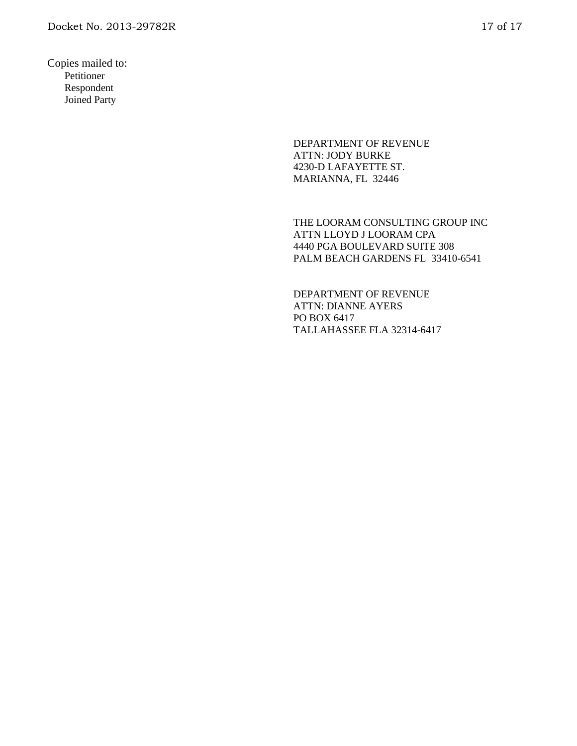Copies mailed to:

Petitioner
Respondent
Joined Party

DEPARTMENT OF REVENUE
ATTN: JODY BURKE
4230-D LAFAYETTE ST.
MARIANNA, FL 32446

THE LOORAM CONSULTING GROUP INC
ATTN LLOYD J LOORAM CPA
4440 PGA BOULEVARD SUITE 308
PALM BEACH GARDENS FL 33410-6541

DEPARTMENT OF REVENUE
ATTN: DIANNE AYERS
PO BOX 6417
TALLAHASSEE FLA 32314-6417